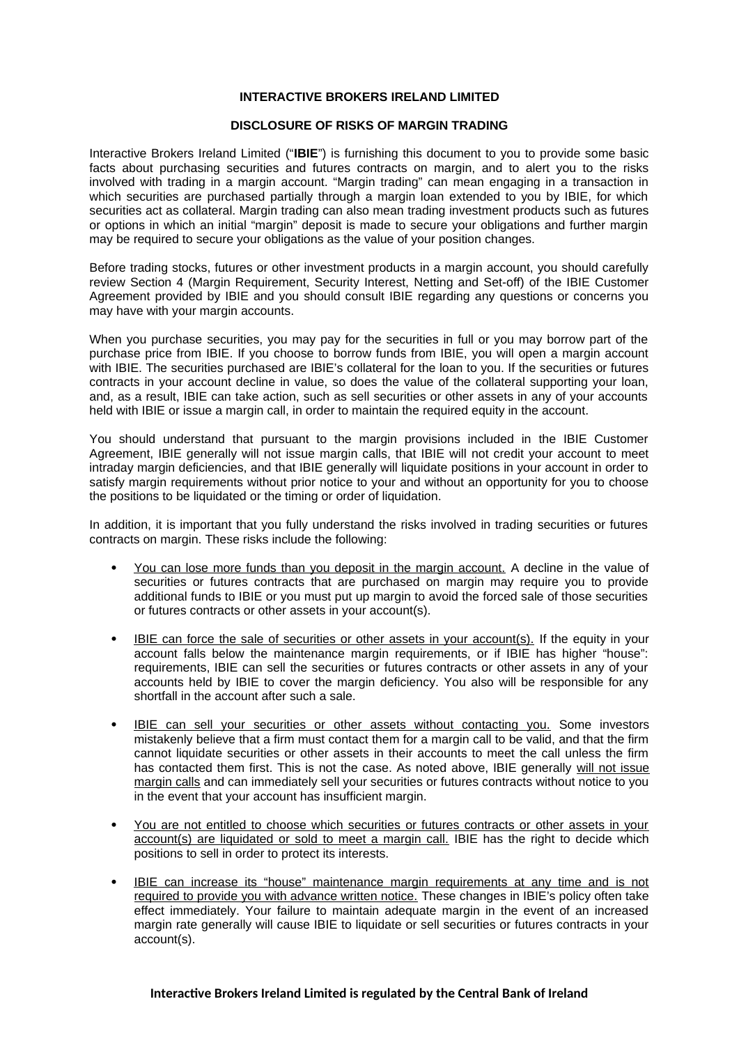**INTERACTIVE BROKERS IRELAND LIMITED**

**DISCLOSURE OF RISKS OF MARGIN TRADING**

Interactive Brokers Ireland Limited ("**IBIE**") is furnishing this document to you to provide some basic facts about purchasing securities and futures contracts on margin, and to alert you to the risks involved with trading in a margin account. "Margin trading" can mean engaging in a transaction in which securities are purchased partially through a margin loan extended to you by IBIE, for which securities act as collateral. Margin trading can also mean trading investment products such as futures or options in which an initial "margin" deposit is made to secure your obligations and further margin may be required to secure your obligations as the value of your position changes.

Before trading stocks, futures or other investment products in a margin account, you should carefully review Section 4 (Margin Requirement, Security Interest, Netting and Set-off) of the IBIE Customer Agreement provided by IBIE and you should consult IBIE regarding any questions or concerns you may have with your margin accounts.

When you purchase securities, you may pay for the securities in full or you may borrow part of the purchase price from IBIE. If you choose to borrow funds from IBIE, you will open a margin account with IBIE. The securities purchased are IBIE's collateral for the loan to you. If the securities or futures contracts in your account decline in value, so does the value of the collateral supporting your loan, and, as a result, IBIE can take action, such as sell securities or other assets in any of your accounts held with IBIE or issue a margin call, in order to maintain the required equity in the account.

You should understand that pursuant to the margin provisions included in the IBIE Customer Agreement, IBIE generally will not issue margin calls, that IBIE will not credit your account to meet intraday margin deficiencies, and that IBIE generally will liquidate positions in your account in order to satisfy margin requirements without prior notice to your and without an opportunity for you to choose the positions to be liquidated or the timing or order of liquidation.

In addition, it is important that you fully understand the risks involved in trading securities or futures contracts on margin. These risks include the following:

- <u>You can lose more funds than you deposit in the margin account.</u> A decline in the value of securities or futures contracts that are purchased on margin may require you to provide additional funds to IBIE or you must put up margin to avoid the forced sale of those securities or futures contracts or other assets in your account(s).

- <u>IBIE can force the sale of securities or other assets in your account(s).</u> If the equity in your account falls below the maintenance margin requirements, or if IBIE has higher "house": requirements, IBIE can sell the securities or futures contracts or other assets in any of your accounts held by IBIE to cover the margin deficiency. You also will be responsible for any shortfall in the account after such a sale.

- <u>IBIE can sell your securities or other assets without contacting you.</u> Some investors mistakenly believe that a firm must contact them for a margin call to be valid, and that the firm cannot liquidate securities or other assets in their accounts to meet the call unless the firm has contacted them first. This is not the case. As noted above, IBIE generally <u>will not issue margin calls</u> and can immediately sell your securities or futures contracts without notice to you in the event that your account has insufficient margin.

- <u>You are not entitled to choose which securities or futures contracts or other assets in your account(s) are liquidated or sold to meet a margin call.</u> IBIE has the right to decide which positions to sell in order to protect its interests.

- <u>IBIE can increase its "house" maintenance margin requirements at any time and is not required to provide you with advance written notice.</u> These changes in IBIE's policy often take effect immediately. Your failure to maintain adequate margin in the event of an increased margin rate generally will cause IBIE to liquidate or sell securities or futures contracts in your account(s).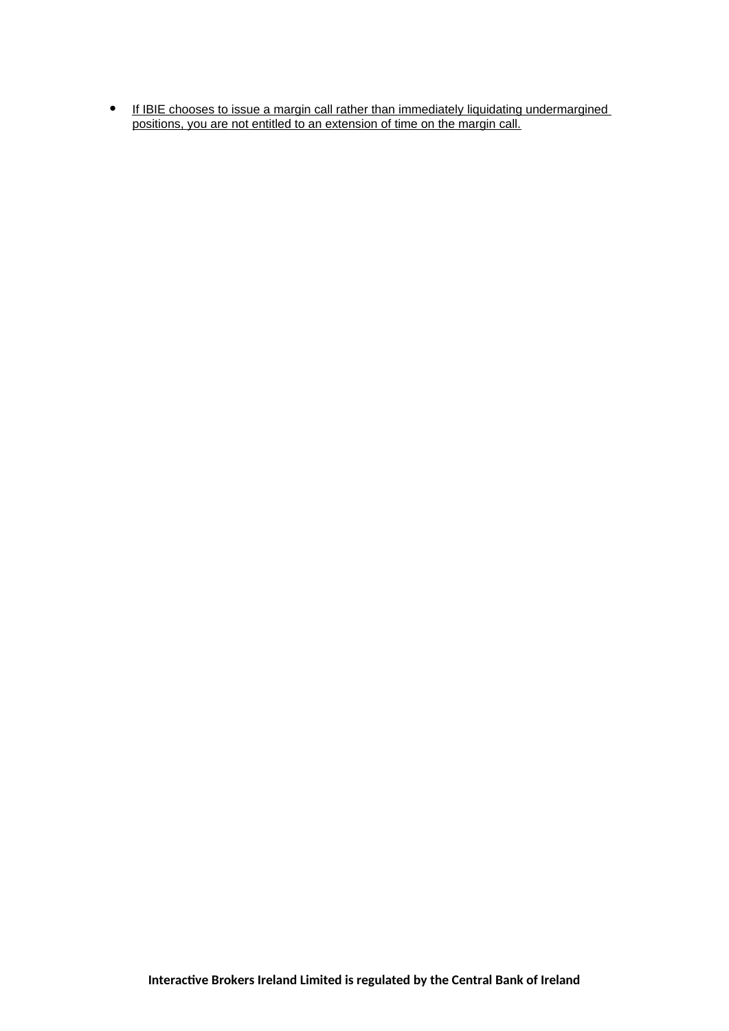- If IBIE chooses to issue a margin call rather than immediately liquidating undermargined positions, you are not entitled to an extension of time on the margin call.